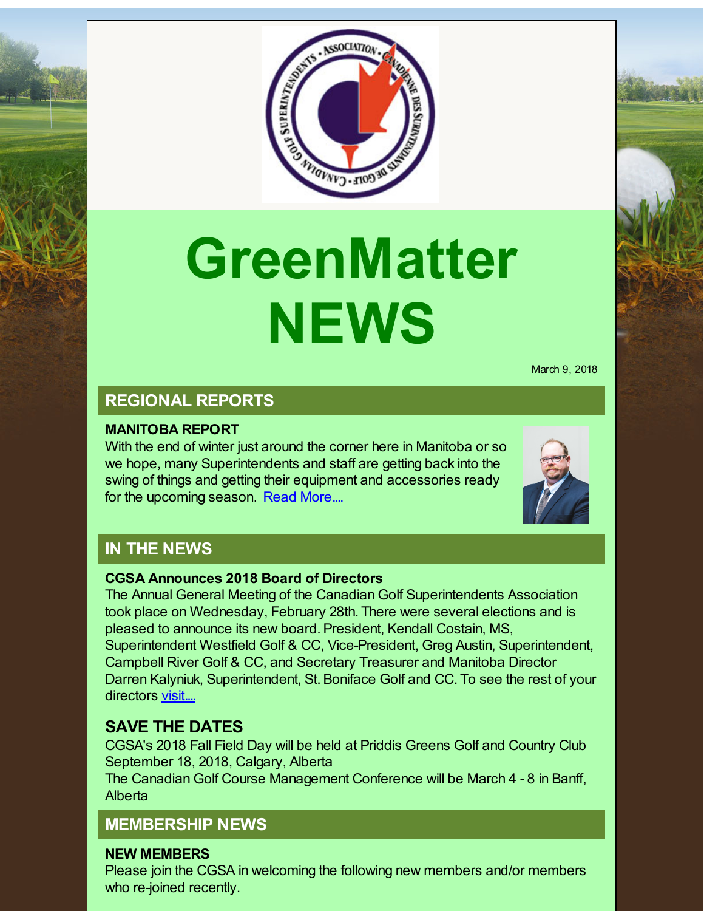# GreenMatter NEWS

March 9, 2018

## REGIONAL REPORTS

### MANITOBA REPORT

With the end of winter just around the corner here in Manitoba or so we hope, many Superintendents and staff are getting back into the swing of things and getting their equipment and accessories ready for the upcoming season. Read More....

## IN THE NEWS

### CGSA Announces 2018 Board of Directors

The Annual General Meeting of the Canadian Golf Superintendents Association took place on Wednesday, February 28th. There were several elections and is pleased to announce its new board. President, Kendall Costain, MS, Superintendent Westfield Golf & CC, Vice-President, Greg Austin, Superintendent, Campbell River Golf & CC, and Secretary Treasurer and Manitoba Director Darren Kalyniuk, Superintendent, St. Boniface Golf and CC. To see the rest of your directors visit....

## SAVE THE DATES

CGSA's 2018 Fall Field Day will be held at Priddis Greens Golf and Country Club September 18, 2018, Calgary, Alberta

The Canadian Golf Course Management Conference will be March 4 - 8 in Banff, Alberta

## MEMBERSHIP NEWS

### NEW MEMBERS

Please join the CGSA in welcoming the following new members and/or members who re-joined recently.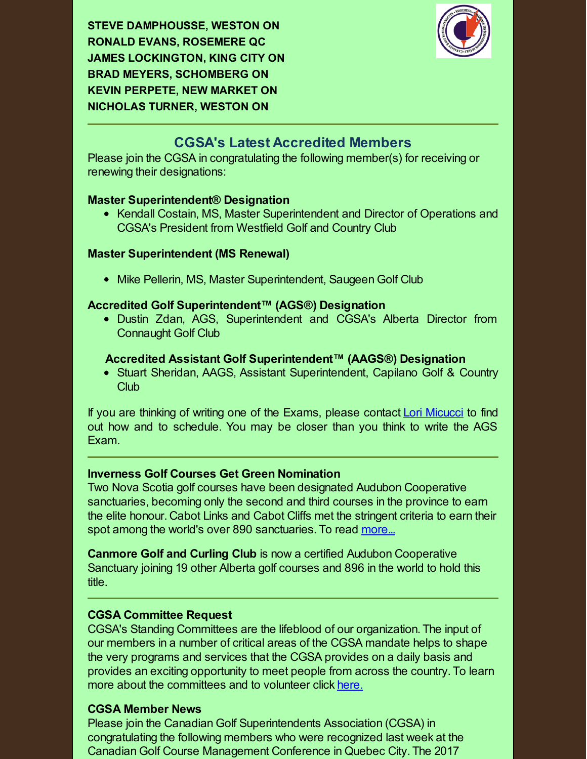**STEVE DAMPHOUSSE, WESTON ON**
**RONALD EVANS, ROSEMERE QC**
**JAMES LOCKINGTON, KING CITY ON**
**BRAD MEYERS, SCHOMBERG ON**
**KEVIN PERPETE, NEW MARKET ON**
**NICHOLAS TURNER, WESTON ON**

---

## CGSA's Latest Accredited Members

Please join the CGSA in congratulating the following member(s) for receiving or renewing their designations:

**Master Superintendent® Designation**

- Kendall Costain, MS, Master Superintendent and Director of Operations and CGSA's President from Westfield Golf and Country Club

**Master Superintendent (MS Renewal)**

- Mike Pellerin, MS, Master Superintendent, Saugeen Golf Club

**Accredited Golf Superintendent™ (AGS®) Designation**

- Dustin Zdan, AGS, Superintendent and CGSA's Alberta Director from Connaught Golf Club

**Accredited Assistant Golf Superintendent™ (AAGS®) Designation**

- Stuart Sheridan, AAGS, Assistant Superintendent, Capilano Golf & Country Club

If you are thinking of writing one of the Exams, please contact Lori Micucci to find out how and to schedule. You may be closer than you think to write the AGS Exam.

---

**Inverness Golf Courses Get Green Nomination**

Two Nova Scotia golf courses have been designated Audubon Cooperative sanctuaries, becoming only the second and third courses in the province to earn the elite honour. Cabot Links and Cabot Cliffs met the stringent criteria to earn their spot among the world's over 890 sanctuaries. To read more...

**Canmore Golf and Curling Club** is now a certified Audubon Cooperative Sanctuary joining 19 other Alberta golf courses and 896 in the world to hold this title.

---

**CGSA Committee Request**

CGSA's Standing Committees are the lifeblood of our organization. The input of our members in a number of critical areas of the CGSA mandate helps to shape the very programs and services that the CGSA provides on a daily basis and provides an exciting opportunity to meet people from across the country. To learn more about the committees and to volunteer click here.

**CGSA Member News**

Please join the Canadian Golf Superintendents Association (CGSA) in congratulating the following members who were recognized last week at the Canadian Golf Course Management Conference in Quebec City. The 2017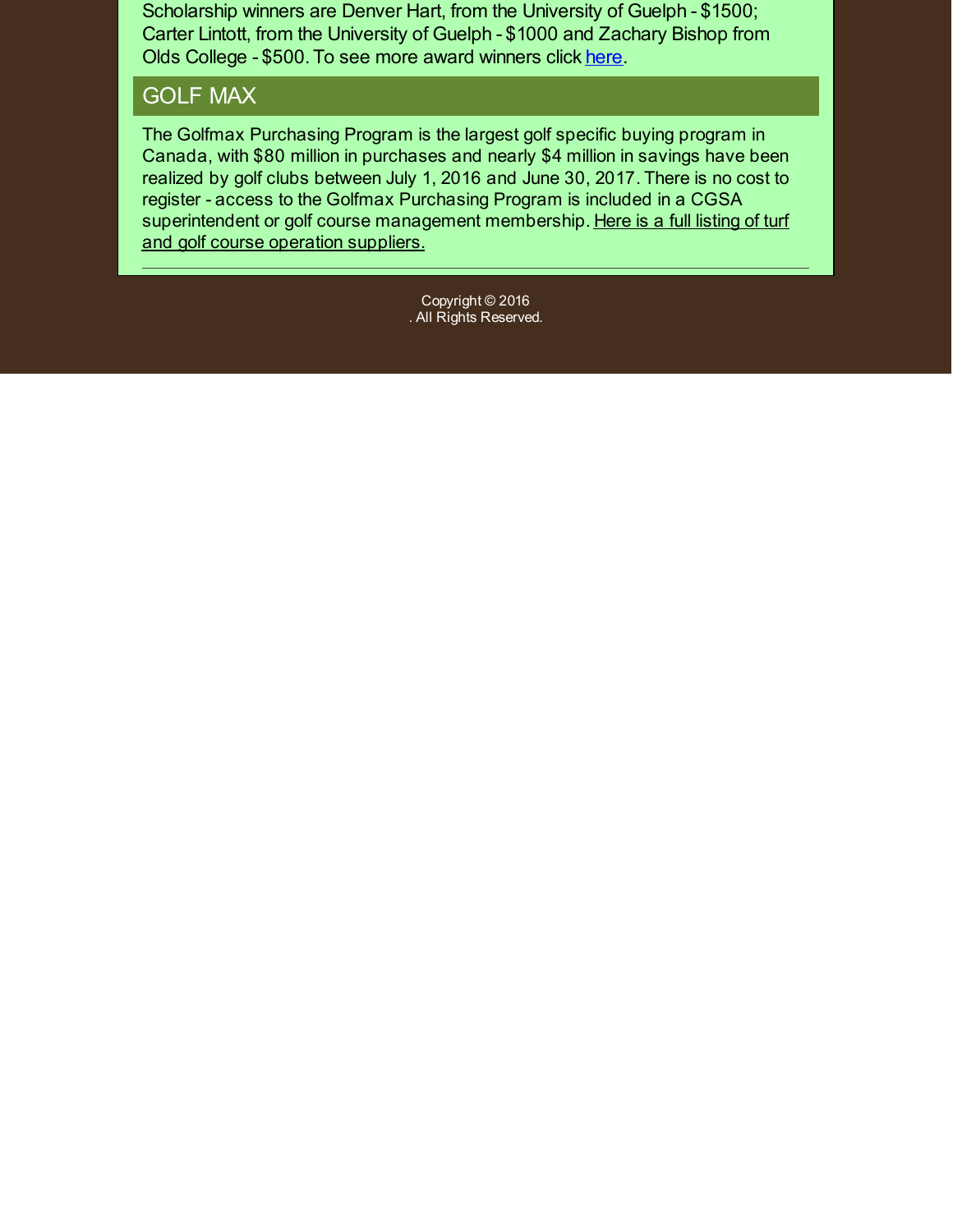Scholarship winners are Denver Hart, from the University of Guelph - $1500; Carter Lintott, from the University of Guelph - $1000 and Zachary Bishop from Olds College - $500. To see more award winners click here.

## GOLF MAX

The Golfmax Purchasing Program is the largest golf specific buying program in Canada, with $80 million in purchases and nearly $4 million in savings have been realized by golf clubs between July 1, 2016 and June 30, 2017. There is no cost to register - access to the Golfmax Purchasing Program is included in a CGSA superintendent or golf course management membership. Here is a full listing of turf and golf course operation suppliers.

---

Copyright © 2016
. All Rights Reserved.